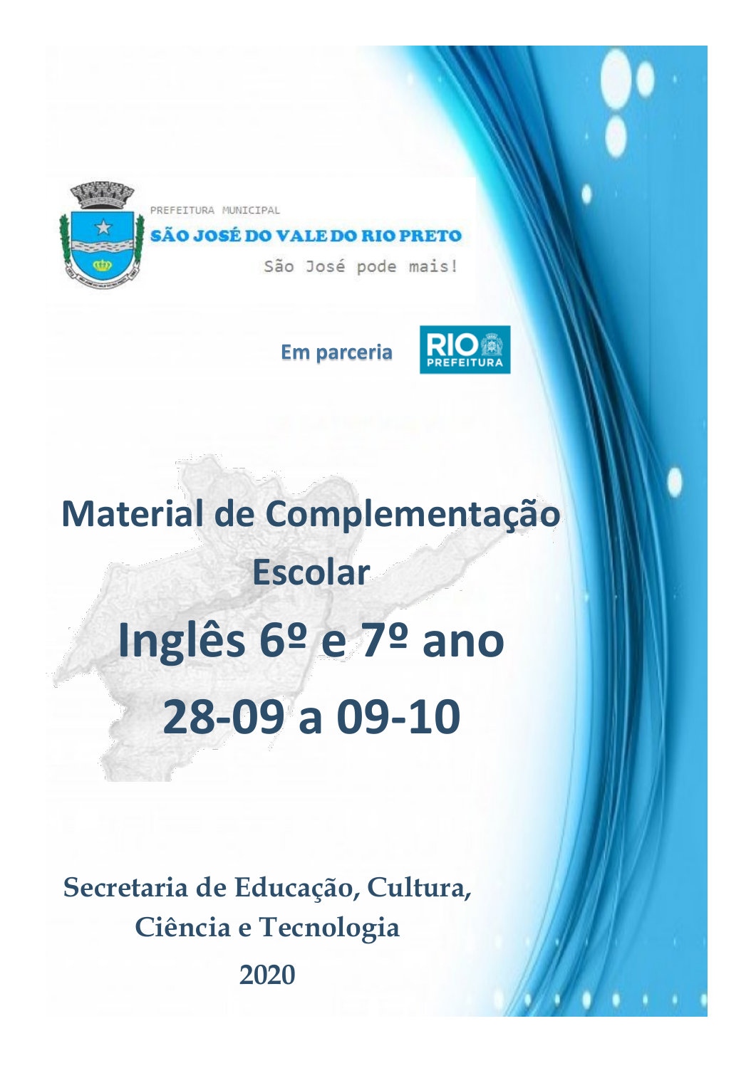PREFEITURA MUNICIPAL

**SÃO JOSÉ DO VALE DO RIO PRETO**

São José pode mais!

**Em parceria** RIO PREFEITURA

# Material de Complementação Escolar

# Inglês 6º e 7º ano

# 28-09 a 09-10

**Secretaria de Educação, Cultura, Ciência e Tecnologia**

**2020**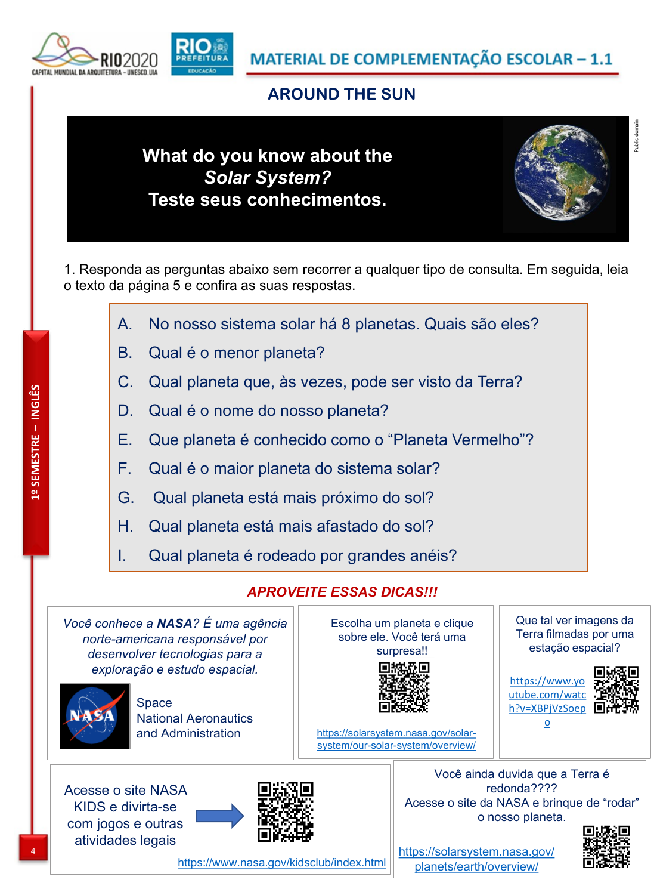## AROUND THE SUN

**What do you know about the *Solar System?* Teste seus conhecimentos.**

1. Responda as perguntas abaixo sem recorrer a qualquer tipo de consulta. Em seguida, leia o texto da página 5 e confira as suas respostas.

A. No nosso sistema solar há 8 planetas. Quais são eles?
B. Qual é o menor planeta?
C. Qual planeta que, às vezes, pode ser visto da Terra?
D. Qual é o nome do nosso planeta?
E. Que planeta é conhecido como o "Planeta Vermelho"?
F. Qual é o maior planeta do sistema solar?
G. Qual planeta está mais próximo do sol?
H. Qual planeta está mais afastado do sol?
I. Qual planeta é rodeado por grandes anéis?

***APROVEITE ESSAS DICAS!!!***

*Você conhece a **NASA**? É uma agência norte-americana responsável por desenvolver tecnologias para a exploração e estudo espacial.*

Space National Aeronautics and Administration

Escolha um planeta e clique sobre ele. Você terá uma surpresa!!

https://solarsystem.nasa.gov/solar-system/our-solar-system/overview/

Que tal ver imagens da Terra filmadas por uma estação espacial?

https://www.youtube.com/watch?v=XBPjVzSoepo

Acesse o site NASA KIDS e divirta-se com jogos e outras atividades legais

https://www.nasa.gov/kidsclub/index.html

Você ainda duvida que a Terra é redonda????
Acesse o site da NASA e brinque de "rodar" o nosso planeta.

https://solarsystem.nasa.gov/planets/earth/overview/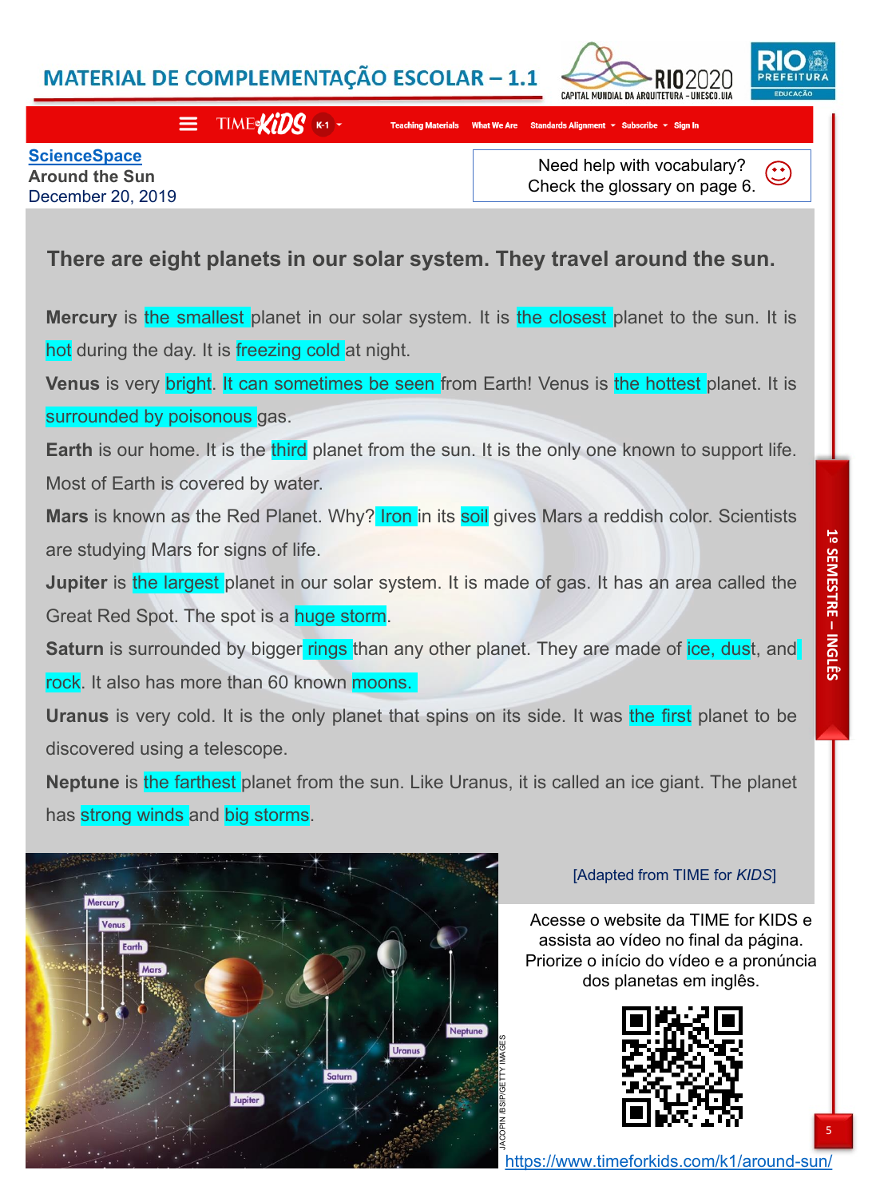# MATERIAL DE COMPLEMENTAÇÃO ESCOLAR – 1.1

**ScienceSpace**
**Around the Sun**
December 20, 2019

Need help with vocabulary? Check the glossary on page 6.

**There are eight planets in our solar system. They travel around the sun.**

**Mercury** is the smallest planet in our solar system. It is the closest planet to the sun. It is hot during the day. It is freezing cold at night.

**Venus** is very bright. It can sometimes be seen from Earth! Venus is the hottest planet. It is surrounded by poisonous gas.

**Earth** is our home. It is the third planet from the sun. It is the only one known to support life. Most of Earth is covered by water.

**Mars** is known as the Red Planet. Why? Iron in its soil gives Mars a reddish color. Scientists are studying Mars for signs of life.

**Jupiter** is the largest planet in our solar system. It is made of gas. It has an area called the Great Red Spot. The spot is a huge storm.

**Saturn** is surrounded by bigger rings than any other planet. They are made of ice, dust, and rock. It also has more than 60 known moons.

**Uranus** is very cold. It is the only planet that spins on its side. It was the first planet to be discovered using a telescope.

**Neptune** is the farthest planet from the sun. Like Uranus, it is called an ice giant. The planet has strong winds and big storms.

[Adapted from TIME for *KIDS*]

JACOPIN /BSIP/GETTY IMAGES

Acesse o website da TIME for KIDS e assista ao vídeo no final da página. Priorize o início do vídeo e a pronúncia dos planetas em inglês.

https://www.timeforkids.com/k1/around-sun/

1º SEMESTRE – INGLÊS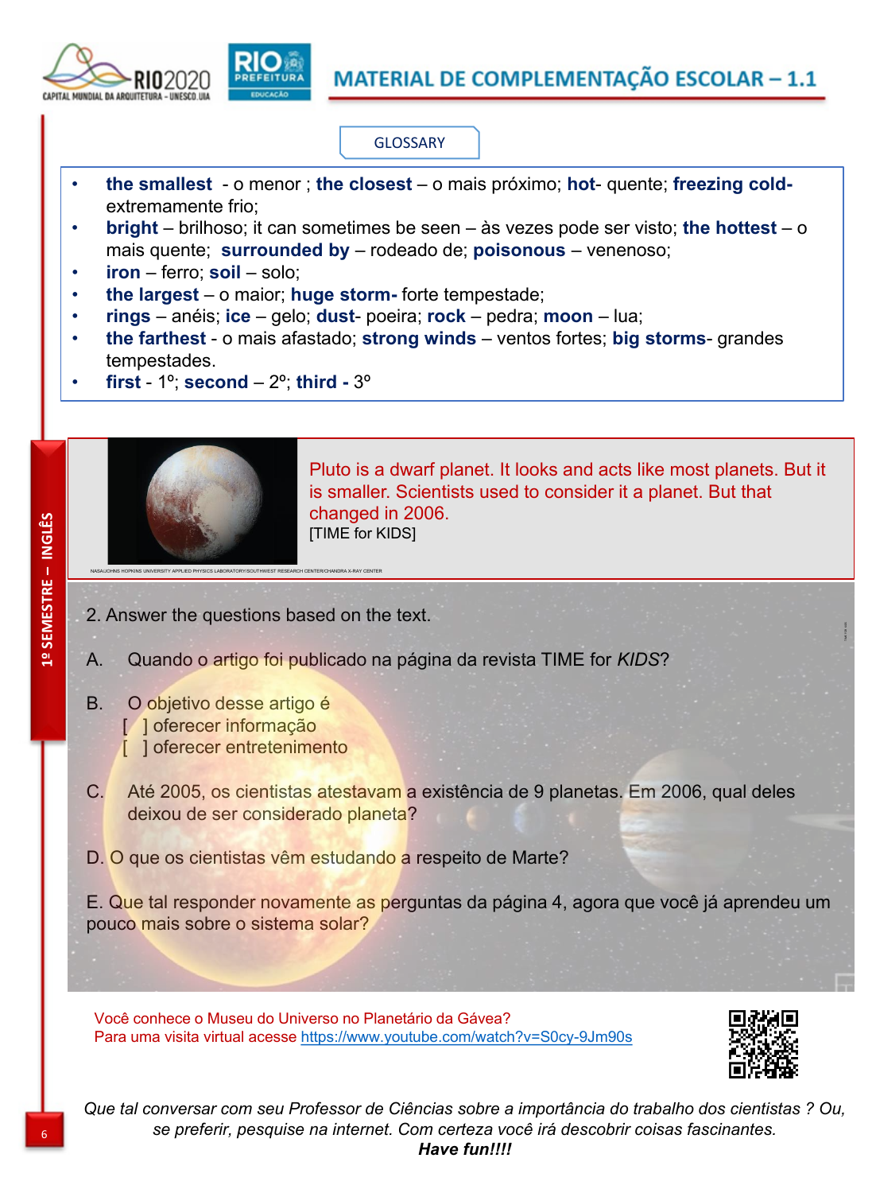## MATERIAL DE COMPLEMENTAÇÃO ESCOLAR – 1.1

### GLOSSARY

- **the smallest** - o menor ; **the closest** – o mais próximo; **hot**- quente; **freezing cold**- extremamente frio;
- **bright** – brilhoso; it can sometimes be seen – às vezes pode ser visto; **the hottest** – o mais quente; **surrounded by** – rodeado de; **poisonous** – venenoso;
- **iron** – ferro; **soil** – solo;
- **the largest** – o maior; **huge storm**- forte tempestade;
- **rings** – anéis; **ice** – gelo; **dust**- poeira; **rock** – pedra; **moon** – lua;
- **the farthest** - o mais afastado; **strong winds** – ventos fortes; **big storms**- grandes tempestades.
- **first** - 1º; **second** – 2º; **third** - 3º

NASA/JOHNS HOPKINS UNIVERSITY APPLIED PHYSICS LABORATORY/SOUTHWEST RESEARCH CENTER/CHANDRA X-RAY CENTER

Pluto is a dwarf planet. It looks and acts like most planets. But it is smaller. Scientists used to consider it a planet. But that changed in 2006.
[TIME for KIDS]

2. Answer the questions based on the text.

A. Quando o artigo foi publicado na página da revista TIME for *KIDS*?

B. O objetivo desse artigo é
[ ] oferecer informação
[ ] oferecer entretenimento

C. Até 2005, os cientistas atestavam a existência de 9 planetas. Em 2006, qual deles deixou de ser considerado planeta?

D. O que os cientistas vêm estudando a respeito de Marte?

E. Que tal responder novamente as perguntas da página 4, agora que você já aprendeu um pouco mais sobre o sistema solar?

Você conhece o Museu do Universo no Planetário da Gávea?
Para uma visita virtual acesse https://www.youtube.com/watch?v=S0cy-9Jm90s

*Que tal conversar com seu Professor de Ciências sobre a importância do trabalho dos cientistas ? Ou, se preferir, pesquise na internet. Com certeza você irá descobrir coisas fascinantes.*
***Have fun!!!!***